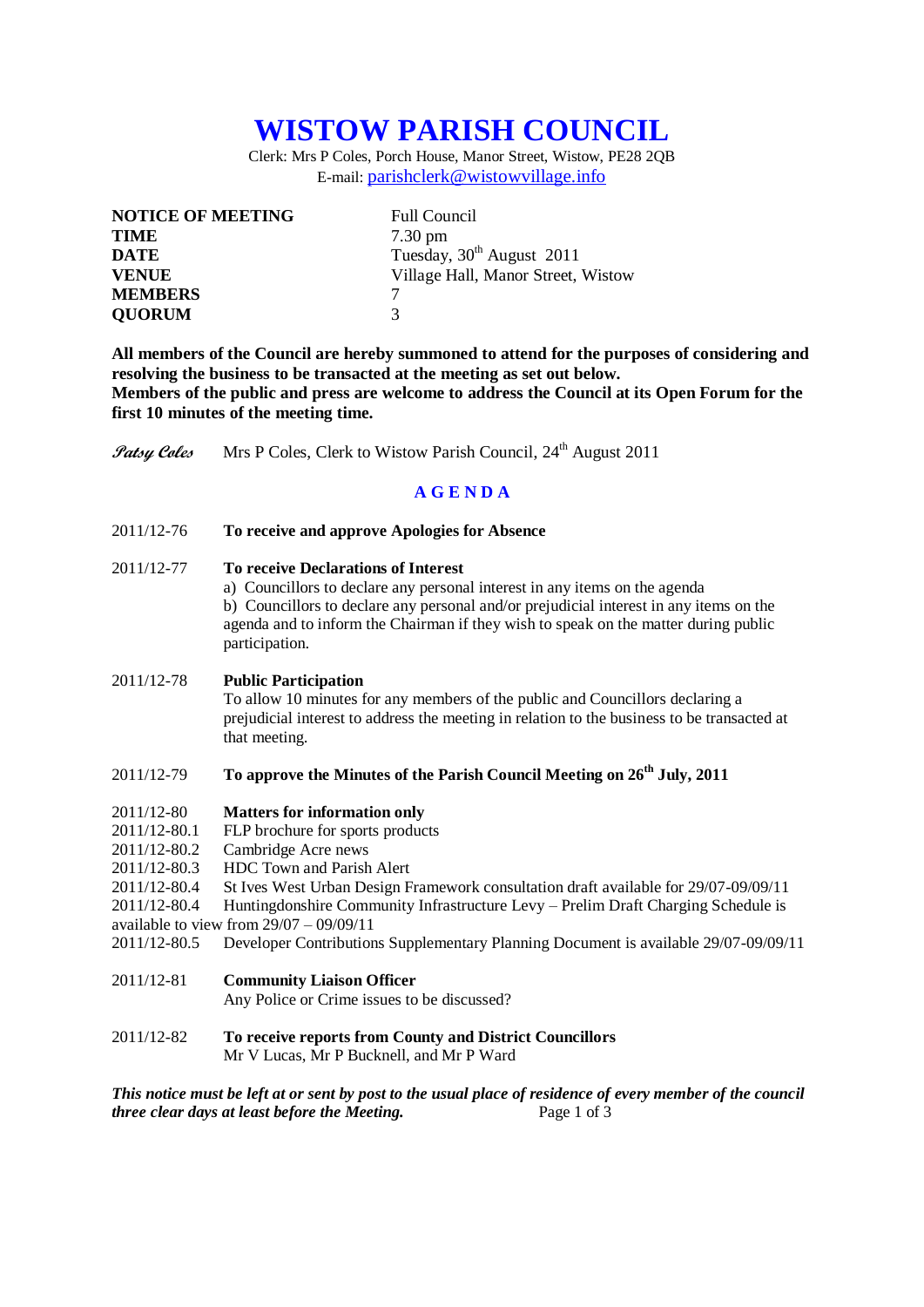# WISTOW PARISH COUNCIL

Clerk: Mrs P Coles, Porch House, Manor Street, Wistow, PE28 2QB
E-mail: parishclerk@wistowvillage.info

| | |
|---|---|
| **NOTICE OF MEETING** | Full Council |
| **TIME** | 7.30 pm |
| **DATE** | Tuesday, 30th August 2011 |
| **VENUE** | Village Hall, Manor Street, Wistow |
| **MEMBERS** | 7 |
| **QUORUM** | 3 |

**All members of the Council are hereby summoned to attend for the purposes of considering and resolving the business to be transacted at the meeting as set out below.**
**Members of the public and press are welcome to address the Council at its Open Forum for the first 10 minutes of the meeting time.**

*Patsy Coles* Mrs P Coles, Clerk to Wistow Parish Council, 24th August 2011

## A G E N D A

2011/12-76 **To receive and approve Apologies for Absence**

2011/12-77 **To receive Declarations of Interest**
a) Councillors to declare any personal interest in any items on the agenda
b) Councillors to declare any personal and/or prejudicial interest in any items on the agenda and to inform the Chairman if they wish to speak on the matter during public participation.

2011/12-78 **Public Participation**
To allow 10 minutes for any members of the public and Councillors declaring a prejudicial interest to address the meeting in relation to the business to be transacted at that meeting.

2011/12-79 **To approve the Minutes of the Parish Council Meeting on 26th July, 2011**

2011/12-80 **Matters for information only**
2011/12-80.1 FLP brochure for sports products
2011/12-80.2 Cambridge Acre news
2011/12-80.3 HDC Town and Parish Alert
2011/12-80.4 St Ives West Urban Design Framework consultation draft available for 29/07-09/09/11
2011/12-80.4 Huntingdonshire Community Infrastructure Levy – Prelim Draft Charging Schedule is available to view from 29/07 – 09/09/11
2011/12-80.5 Developer Contributions Supplementary Planning Document is available 29/07-09/09/11

2011/12-81 **Community Liaison Officer**
Any Police or Crime issues to be discussed?

2011/12-82 **To receive reports from County and District Councillors**
Mr V Lucas, Mr P Bucknell, and Mr P Ward

***This notice must be left at or sent by post to the usual place of residence of every member of the council three clear days at least before the Meeting.***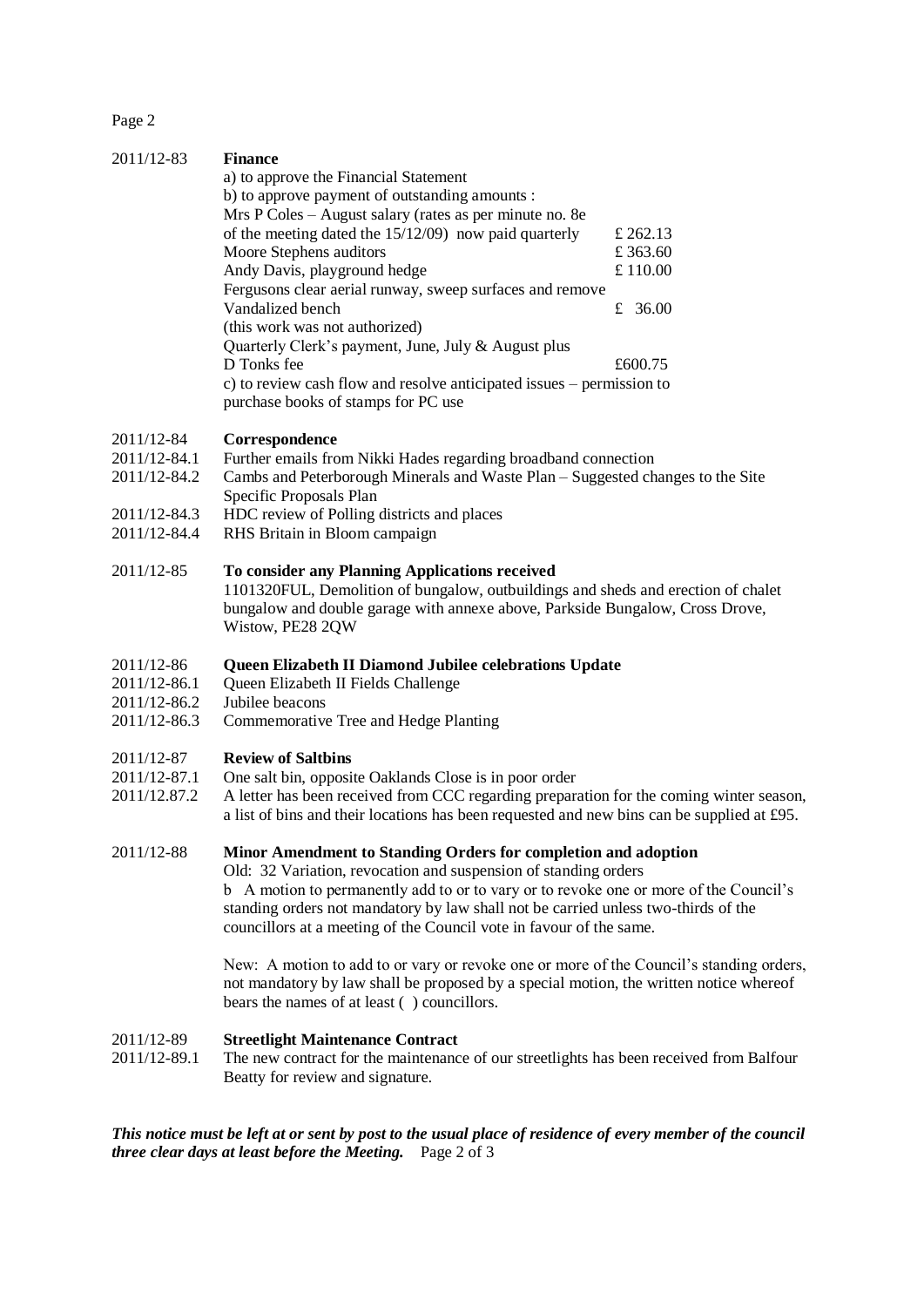2011/12-83 **Finance**

a) to approve the Financial Statement

b) to approve payment of outstanding amounts :

| | |
|---|---|
| Mrs P Coles – August salary (rates as per minute no. 8e of the meeting dated the 15/12/09) now paid quarterly | £ 262.13 |
| Moore Stephens auditors | £ 363.60 |
| Andy Davis, playground hedge | £ 110.00 |
| Fergusons clear aerial runway, sweep surfaces and remove Vandalized bench (this work was not authorized) | £ 36.00 |
| Quarterly Clerk's payment, June, July & August plus D Tonks fee | £600.75 |

c) to review cash flow and resolve anticipated issues – permission to purchase books of stamps for PC use

2011/12-84 **Correspondence**

2011/12-84.1 Further emails from Nikki Hades regarding broadband connection

2011/12-84.2 Cambs and Peterborough Minerals and Waste Plan – Suggested changes to the Site Specific Proposals Plan

2011/12-84.3 HDC review of Polling districts and places

2011/12-84.4 RHS Britain in Bloom campaign

2011/12-85 **To consider any Planning Applications received**

1101320FUL, Demolition of bungalow, outbuildings and sheds and erection of chalet bungalow and double garage with annexe above, Parkside Bungalow, Cross Drove, Wistow, PE28 2QW

2011/12-86 **Queen Elizabeth II Diamond Jubilee celebrations Update**

2011/12-86.1 Queen Elizabeth II Fields Challenge

2011/12-86.2 Jubilee beacons

2011/12-86.3 Commemorative Tree and Hedge Planting

2011/12-87 **Review of Saltbins**

2011/12-87.1 One salt bin, opposite Oaklands Close is in poor order

2011/12.87.2 A letter has been received from CCC regarding preparation for the coming winter season, a list of bins and their locations has been requested and new bins can be supplied at £95.

2011/12-88 **Minor Amendment to Standing Orders for completion and adoption**

Old: 32 Variation, revocation and suspension of standing orders

b A motion to permanently add to or to vary or to revoke one or more of the Council's standing orders not mandatory by law shall not be carried unless two-thirds of the councillors at a meeting of the Council vote in favour of the same.

New: A motion to add to or vary or revoke one or more of the Council's standing orders, not mandatory by law shall be proposed by a special motion, the written notice whereof bears the names of at least ( ) councillors.

2011/12-89 **Streetlight Maintenance Contract**

2011/12-89.1 The new contract for the maintenance of our streetlights has been received from Balfour Beatty for review and signature.

***This notice must be left at or sent by post to the usual place of residence of every member of the council three clear days at least before the Meeting.***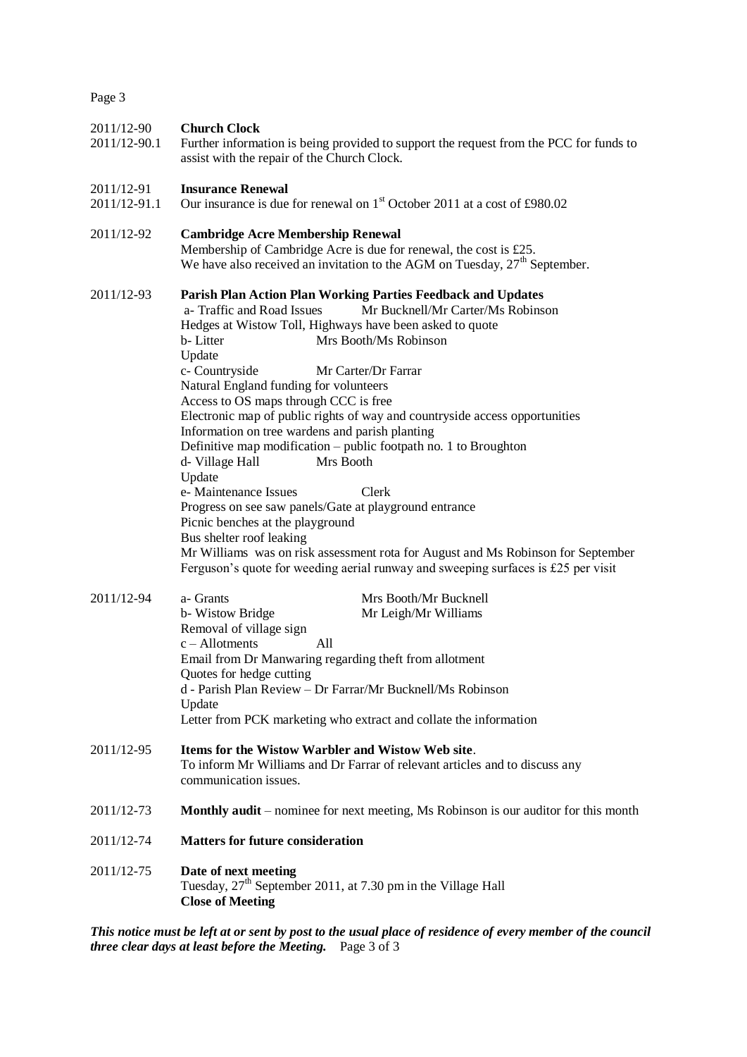2011/12-90 **Church Clock**

2011/12-90.1 Further information is being provided to support the request from the PCC for funds to assist with the repair of the Church Clock.

2011/12-91 **Insurance Renewal**

2011/12-91.1 Our insurance is due for renewal on 1st October 2011 at a cost of £980.02

2011/12-92 **Cambridge Acre Membership Renewal**

Membership of Cambridge Acre is due for renewal, the cost is £25.
We have also received an invitation to the AGM on Tuesday, 27th September.

2011/12-93 **Parish Plan Action Plan Working Parties Feedback and Updates**

a- Traffic and Road Issues Mr Bucknell/Mr Carter/Ms Robinson
Hedges at Wistow Toll, Highways have been asked to quote

b- Litter Mrs Booth/Ms Robinson
Update

c- Countryside Mr Carter/Dr Farrar
Natural England funding for volunteers
Access to OS maps through CCC is free
Electronic map of public rights of way and countryside access opportunities
Information on tree wardens and parish planting
Definitive map modification – public footpath no. 1 to Broughton

d- Village Hall Mrs Booth
Update

e- Maintenance Issues Clerk
Progress on see saw panels/Gate at playground entrance
Picnic benches at the playground
Bus shelter roof leaking
Mr Williams was on risk assessment rota for August and Ms Robinson for September
Ferguson's quote for weeding aerial runway and sweeping surfaces is £25 per visit

2011/12-94 a- Grants Mrs Booth/Mr Bucknell

b- Wistow Bridge Mr Leigh/Mr Williams
Removal of village sign

c – Allotments All
Email from Dr Manwaring regarding theft from allotment
Quotes for hedge cutting

d - Parish Plan Review – Dr Farrar/Mr Bucknell/Ms Robinson
Update
Letter from PCK marketing who extract and collate the information

2011/12-95 **Items for the Wistow Warbler and Wistow Web site**.

To inform Mr Williams and Dr Farrar of relevant articles and to discuss any communication issues.

2011/12-73 **Monthly audit** – nominee for next meeting, Ms Robinson is our auditor for this month

2011/12-74 **Matters for future consideration**

2011/12-75 **Date of next meeting**

Tuesday, 27th September 2011, at 7.30 pm in the Village Hall

**Close of Meeting**

***This notice must be left at or sent by post to the usual place of residence of every member of the council three clear days at least before the Meeting.***